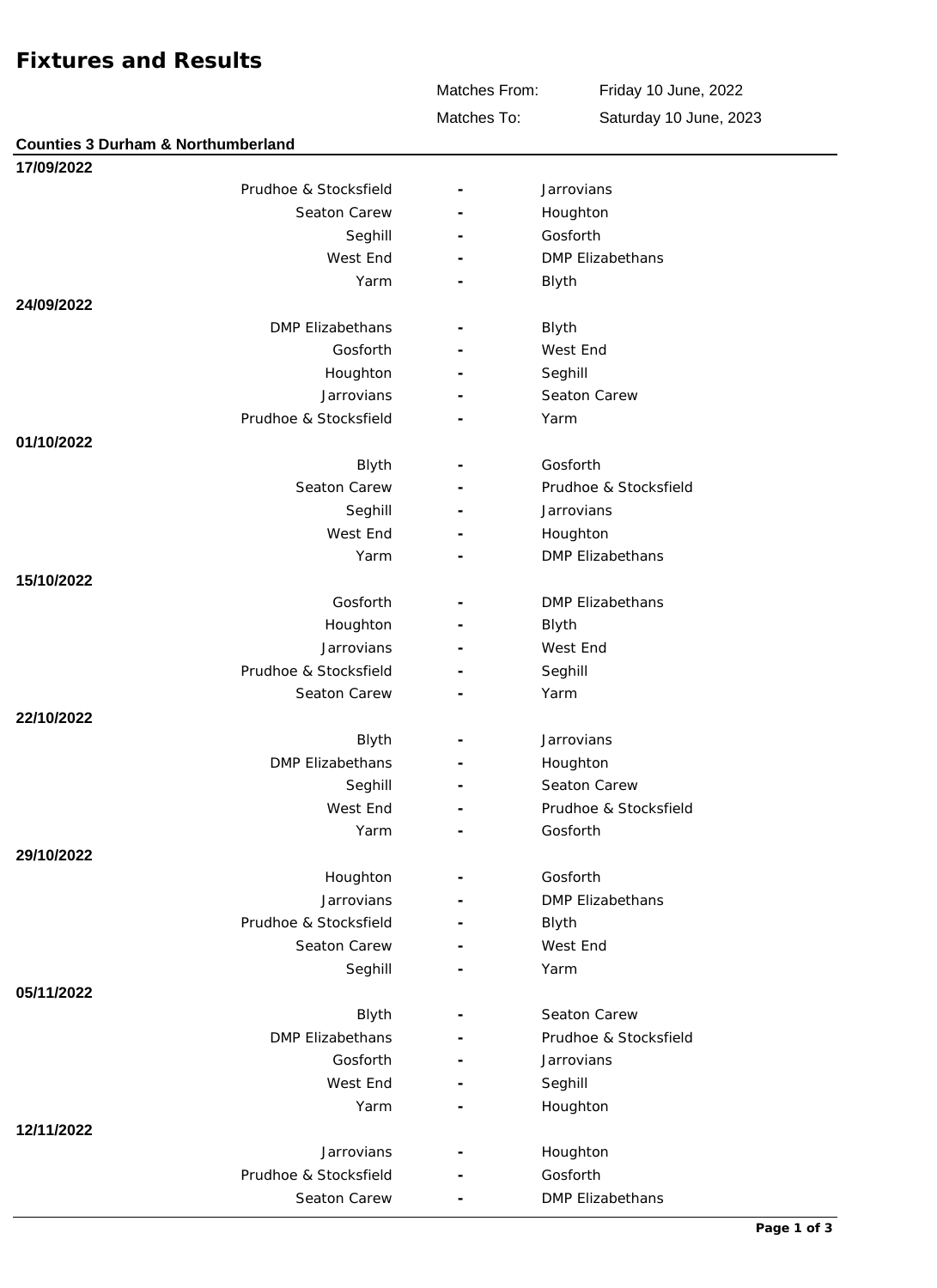# Fixtures and Results

| | |
|---|---|
| Matches From: | Friday 10 June, 2022 |
| Matches To: | Saturday 10 June, 2023 |

## Counties 3 Durham & Northumberland

**17/09/2022**

| Home | | Away |
|---|---|---|
| Prudhoe & Stocksfield | - | Jarrovians |
| Seaton Carew | - | Houghton |
| Seghill | - | Gosforth |
| West End | - | DMP Elizabethans |
| Yarm | - | Blyth |

**24/09/2022**

| Home | | Away |
|---|---|---|
| DMP Elizabethans | - | Blyth |
| Gosforth | - | West End |
| Houghton | - | Seghill |
| Jarrovians | - | Seaton Carew |
| Prudhoe & Stocksfield | - | Yarm |

**01/10/2022**

| Home | | Away |
|---|---|---|
| Blyth | - | Gosforth |
| Seaton Carew | - | Prudhoe & Stocksfield |
| Seghill | - | Jarrovians |
| West End | - | Houghton |
| Yarm | - | DMP Elizabethans |

**15/10/2022**

| Home | | Away |
|---|---|---|
| Gosforth | - | DMP Elizabethans |
| Houghton | - | Blyth |
| Jarrovians | - | West End |
| Prudhoe & Stocksfield | - | Seghill |
| Seaton Carew | - | Yarm |

**22/10/2022**

| Home | | Away |
|---|---|---|
| Blyth | - | Jarrovians |
| DMP Elizabethans | - | Houghton |
| Seghill | - | Seaton Carew |
| West End | - | Prudhoe & Stocksfield |
| Yarm | - | Gosforth |

**29/10/2022**

| Home | | Away |
|---|---|---|
| Houghton | - | Gosforth |
| Jarrovians | - | DMP Elizabethans |
| Prudhoe & Stocksfield | - | Blyth |
| Seaton Carew | - | West End |
| Seghill | - | Yarm |

**05/11/2022**

| Home | | Away |
|---|---|---|
| Blyth | - | Seaton Carew |
| DMP Elizabethans | - | Prudhoe & Stocksfield |
| Gosforth | - | Jarrovians |
| West End | - | Seghill |
| Yarm | - | Houghton |

**12/11/2022**

| Home | | Away |
|---|---|---|
| Jarrovians | - | Houghton |
| Prudhoe & Stocksfield | - | Gosforth |
| Seaton Carew | - | DMP Elizabethans |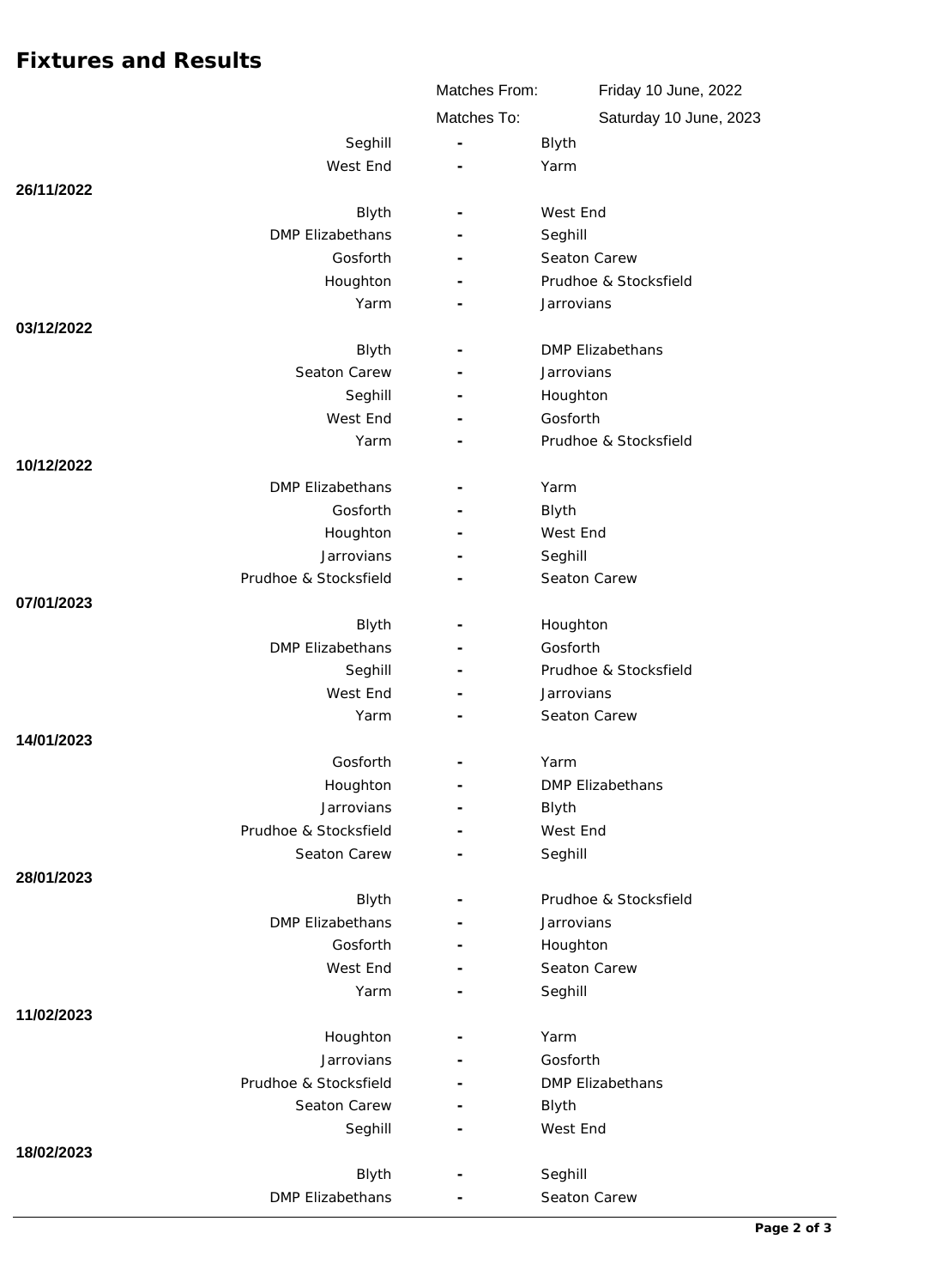# Fixtures and Results

| | | |
|---|---|---|
| Matches From: | | Friday 10 June, 2022 |
| Matches To: | | Saturday 10 June, 2023 |

| Home | | Away |
|---|---|---|
| Seghill | - | Blyth |
| West End | - | Yarm |
| **26/11/2022** | | |
| Blyth | - | West End |
| DMP Elizabethans | - | Seghill |
| Gosforth | - | Seaton Carew |
| Houghton | - | Prudhoe & Stocksfield |
| Yarm | - | Jarrovians |
| **03/12/2022** | | |
| Blyth | - | DMP Elizabethans |
| Seaton Carew | - | Jarrovians |
| Seghill | - | Houghton |
| West End | - | Gosforth |
| Yarm | - | Prudhoe & Stocksfield |
| **10/12/2022** | | |
| DMP Elizabethans | - | Yarm |
| Gosforth | - | Blyth |
| Houghton | - | West End |
| Jarrovians | - | Seghill |
| Prudhoe & Stocksfield | - | Seaton Carew |
| **07/01/2023** | | |
| Blyth | - | Houghton |
| DMP Elizabethans | - | Gosforth |
| Seghill | - | Prudhoe & Stocksfield |
| West End | - | Jarrovians |
| Yarm | - | Seaton Carew |
| **14/01/2023** | | |
| Gosforth | - | Yarm |
| Houghton | - | DMP Elizabethans |
| Jarrovians | - | Blyth |
| Prudhoe & Stocksfield | - | West End |
| Seaton Carew | - | Seghill |
| **28/01/2023** | | |
| Blyth | - | Prudhoe & Stocksfield |
| DMP Elizabethans | - | Jarrovians |
| Gosforth | - | Houghton |
| West End | - | Seaton Carew |
| Yarm | - | Seghill |
| **11/02/2023** | | |
| Houghton | - | Yarm |
| Jarrovians | - | Gosforth |
| Prudhoe & Stocksfield | - | DMP Elizabethans |
| Seaton Carew | - | Blyth |
| Seghill | - | West End |
| **18/02/2023** | | |
| Blyth | - | Seghill |
| DMP Elizabethans | - | Seaton Carew |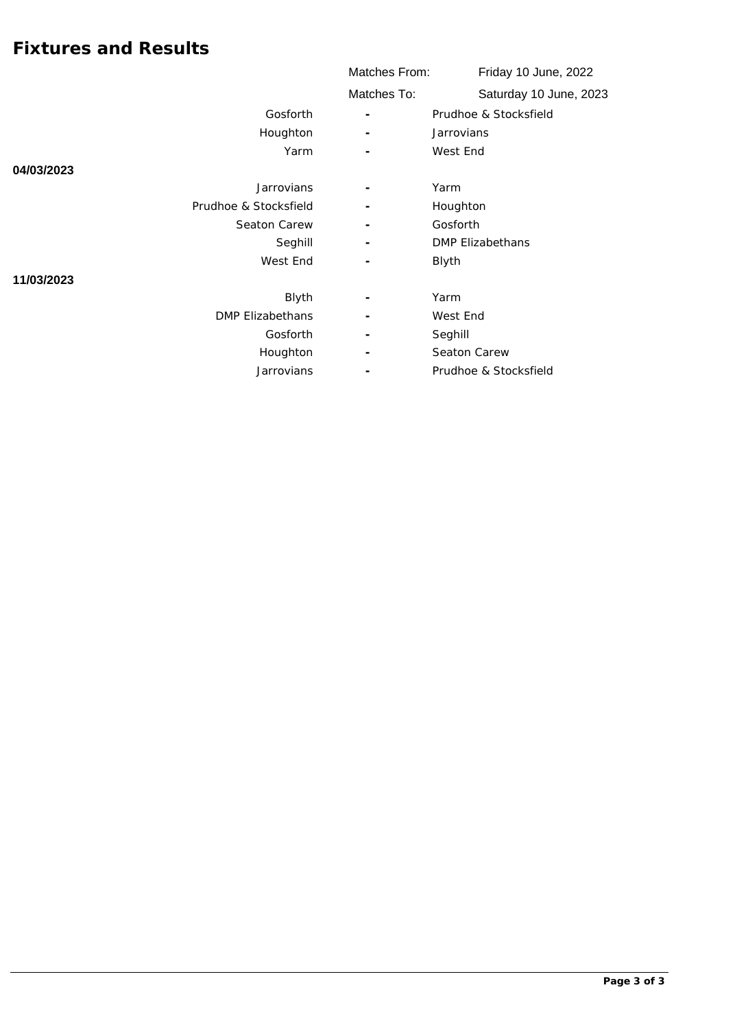# Fixtures and Results

| | | |
|---|---|---|
| Matches From: | Friday 10 June, 2022 | |
| Matches To: | Saturday 10 June, 2023 | |

| | | | |
|---|---|---|---|
| | Gosforth | - | Prudhoe & Stocksfield |
| | Houghton | - | Jarrovians |
| | Yarm | - | West End |
| **04/03/2023** | | | |
| | Jarrovians | - | Yarm |
| | Prudhoe & Stocksfield | - | Houghton |
| | Seaton Carew | - | Gosforth |
| | Seghill | - | DMP Elizabethans |
| | West End | - | Blyth |
| **11/03/2023** | | | |
| | Blyth | - | Yarm |
| | DMP Elizabethans | - | West End |
| | Gosforth | - | Seghill |
| | Houghton | - | Seaton Carew |
| | Jarrovians | - | Prudhoe & Stocksfield |